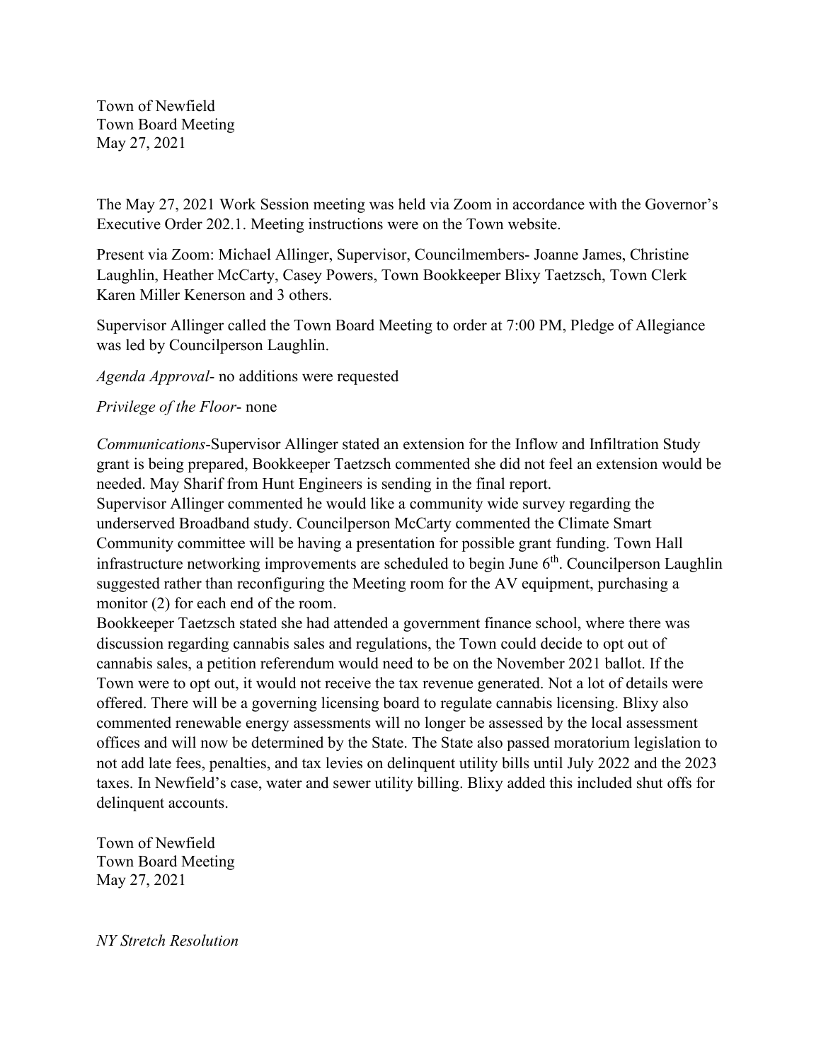Town of Newfield
Town Board Meeting
May 27, 2021

The May 27, 2021 Work Session meeting was held via Zoom in accordance with the Governor's Executive Order 202.1. Meeting instructions were on the Town website.

Present via Zoom: Michael Allinger, Supervisor, Councilmembers- Joanne James, Christine Laughlin, Heather McCarty, Casey Powers, Town Bookkeeper Blixy Taetzsch, Town Clerk Karen Miller Kenerson and 3 others.

Supervisor Allinger called the Town Board Meeting to order at 7:00 PM, Pledge of Allegiance was led by Councilperson Laughlin.

*Agenda Approval*- no additions were requested

*Privilege of the Floor*- none

*Communications*-Supervisor Allinger stated an extension for the Inflow and Infiltration Study grant is being prepared, Bookkeeper Taetzsch commented she did not feel an extension would be needed. May Sharif from Hunt Engineers is sending in the final report.
Supervisor Allinger commented he would like a community wide survey regarding the underserved Broadband study. Councilperson McCarty commented the Climate Smart Community committee will be having a presentation for possible grant funding. Town Hall infrastructure networking improvements are scheduled to begin June 6th. Councilperson Laughlin suggested rather than reconfiguring the Meeting room for the AV equipment, purchasing a monitor (2) for each end of the room.
Bookkeeper Taetzsch stated she had attended a government finance school, where there was discussion regarding cannabis sales and regulations, the Town could decide to opt out of cannabis sales, a petition referendum would need to be on the November 2021 ballot. If the Town were to opt out, it would not receive the tax revenue generated. Not a lot of details were offered. There will be a governing licensing board to regulate cannabis licensing. Blixy also commented renewable energy assessments will no longer be assessed by the local assessment offices and will now be determined by the State. The State also passed moratorium legislation to not add late fees, penalties, and tax levies on delinquent utility bills until July 2022 and the 2023 taxes. In Newfield's case, water and sewer utility billing. Blixy added this included shut offs for delinquent accounts.

*NY Stretch Resolution*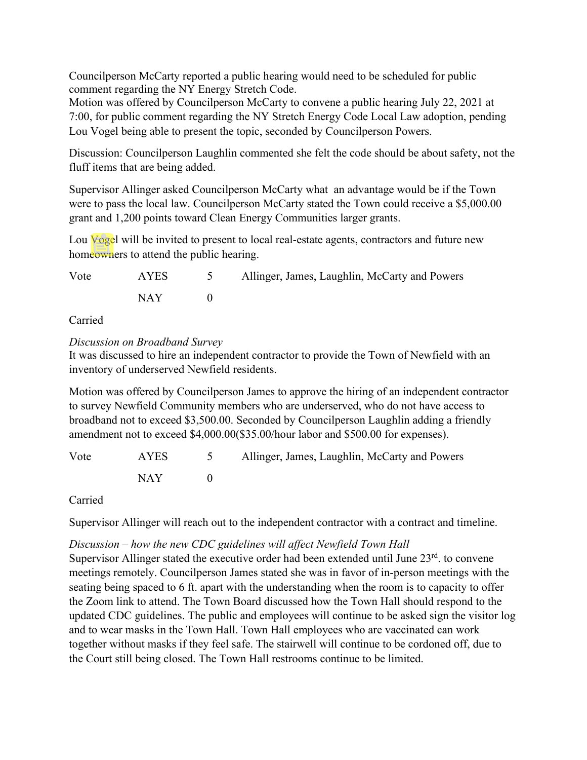Councilperson McCarty reported a public hearing would need to be scheduled for public comment regarding the NY Energy Stretch Code.
Motion was offered by Councilperson McCarty to convene a public hearing July 22, 2021 at 7:00, for public comment regarding the NY Stretch Energy Code Local Law adoption, pending Lou Vogel being able to present the topic, seconded by Councilperson Powers.

Discussion: Councilperson Laughlin commented she felt the code should be about safety, not the fluff items that are being added.

Supervisor Allinger asked Councilperson McCarty what an advantage would be if the Town were to pass the local law. Councilperson McCarty stated the Town could receive a $5,000.00 grant and 1,200 points toward Clean Energy Communities larger grants.

Lou Vogel will be invited to present to local real-estate agents, contractors and future new homeowners to attend the public hearing.

| Vote | AYES | 5 | Allinger, James, Laughlin, McCarty and Powers |
|---|---|---|---|
| | NAY | 0 | |

Carried

*Discussion on Broadband Survey*
It was discussed to hire an independent contractor to provide the Town of Newfield with an inventory of underserved Newfield residents.

Motion was offered by Councilperson James to approve the hiring of an independent contractor to survey Newfield Community members who are underserved, who do not have access to broadband not to exceed $3,500.00. Seconded by Councilperson Laughlin adding a friendly amendment not to exceed $4,000.00($35.00/hour labor and $500.00 for expenses).

| Vote | AYES | 5 | Allinger, James, Laughlin, McCarty and Powers |
|---|---|---|---|
| | NAY | 0 | |

Carried

Supervisor Allinger will reach out to the independent contractor with a contract and timeline.

*Discussion – how the new CDC guidelines will affect Newfield Town Hall*
Supervisor Allinger stated the executive order had been extended until June 23rd. to convene meetings remotely. Councilperson James stated she was in favor of in-person meetings with the seating being spaced to 6 ft. apart with the understanding when the room is to capacity to offer the Zoom link to attend. The Town Board discussed how the Town Hall should respond to the updated CDC guidelines. The public and employees will continue to be asked sign the visitor log and to wear masks in the Town Hall. Town Hall employees who are vaccinated can work together without masks if they feel safe. The stairwell will continue to be cordoned off, due to the Court still being closed. The Town Hall restrooms continue to be limited.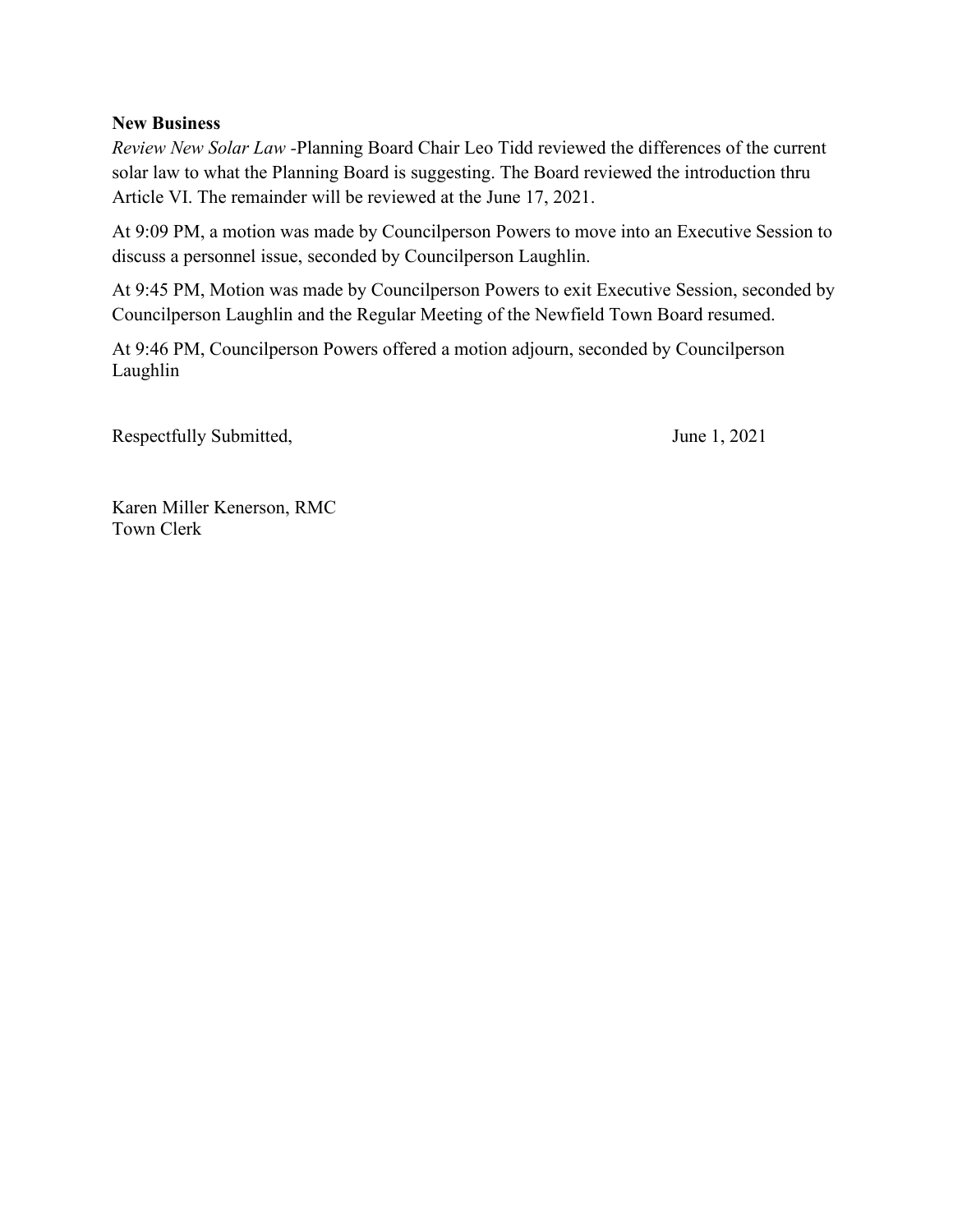**New Business**

*Review New Solar Law* -Planning Board Chair Leo Tidd reviewed the differences of the current solar law to what the Planning Board is suggesting. The Board reviewed the introduction thru Article VI. The remainder will be reviewed at the June 17, 2021.

At 9:09 PM, a motion was made by Councilperson Powers to move into an Executive Session to discuss a personnel issue, seconded by Councilperson Laughlin.

At 9:45 PM, Motion was made by Councilperson Powers to exit Executive Session, seconded by Councilperson Laughlin and the Regular Meeting of the Newfield Town Board resumed.

At 9:46 PM, Councilperson Powers offered a motion adjourn, seconded by Councilperson Laughlin

Respectfully Submitted, June 1, 2021

Karen Miller Kenerson, RMC
Town Clerk